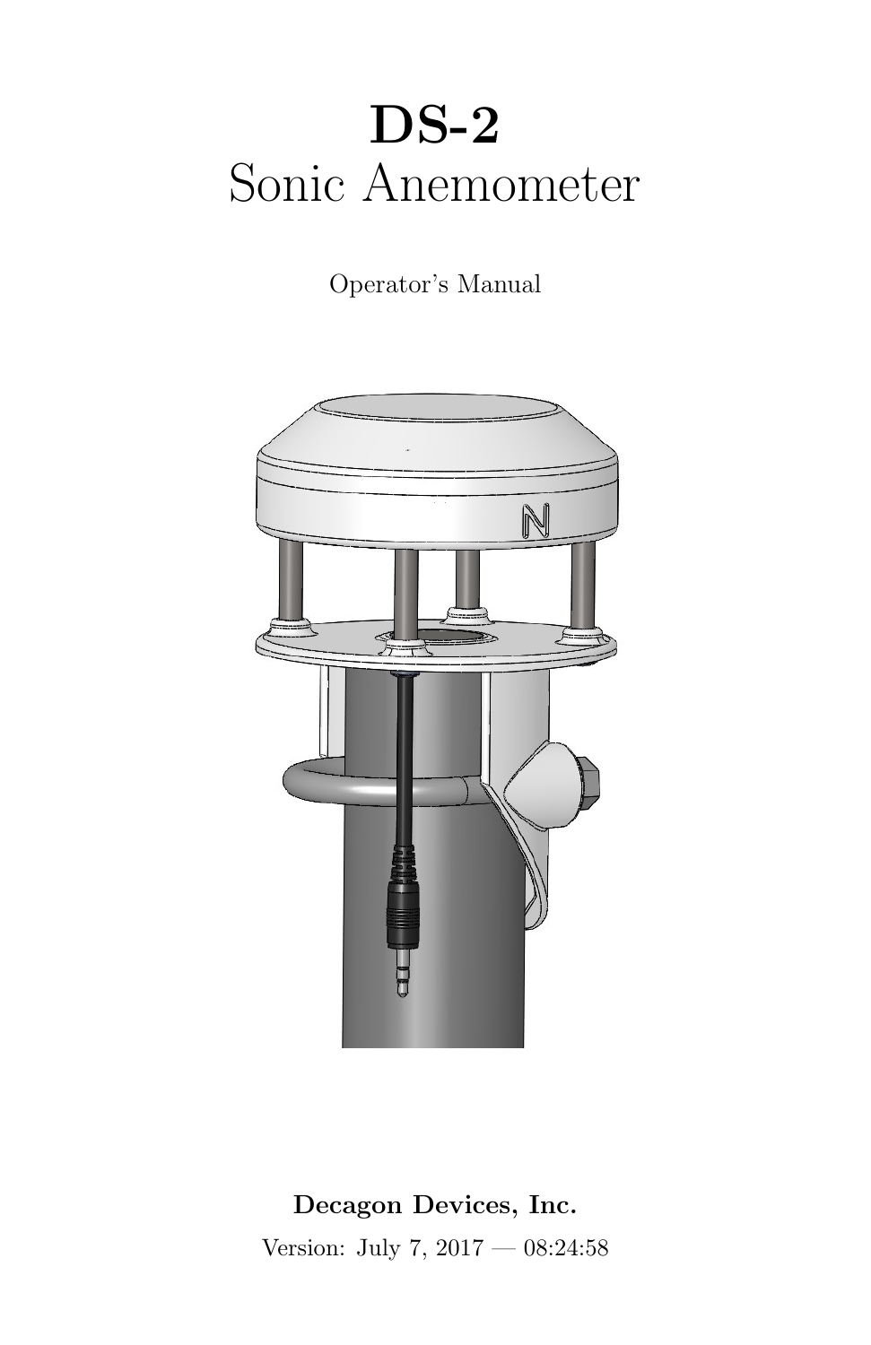# DS-2

## Sonic Anemometer

Operator's Manual

**Decagon Devices, Inc.**

Version: July 7, 2017 — 08:24:58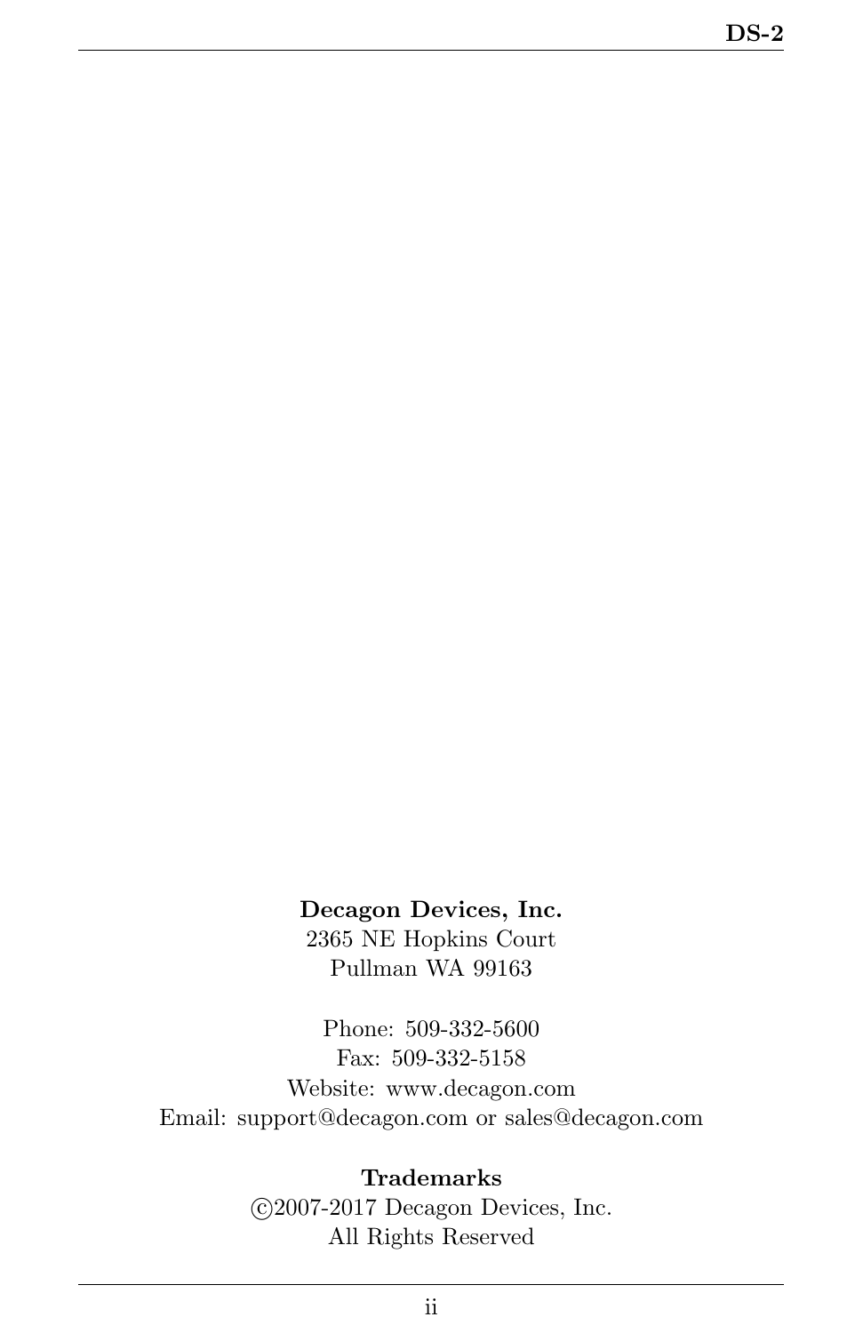**Decagon Devices, Inc.**
2365 NE Hopkins Court
Pullman WA 99163

Phone: 509-332-5600
Fax: 509-332-5158
Website: www.decagon.com
Email: support@decagon.com or sales@decagon.com

**Trademarks**
©2007-2017 Decagon Devices, Inc.
All Rights Reserved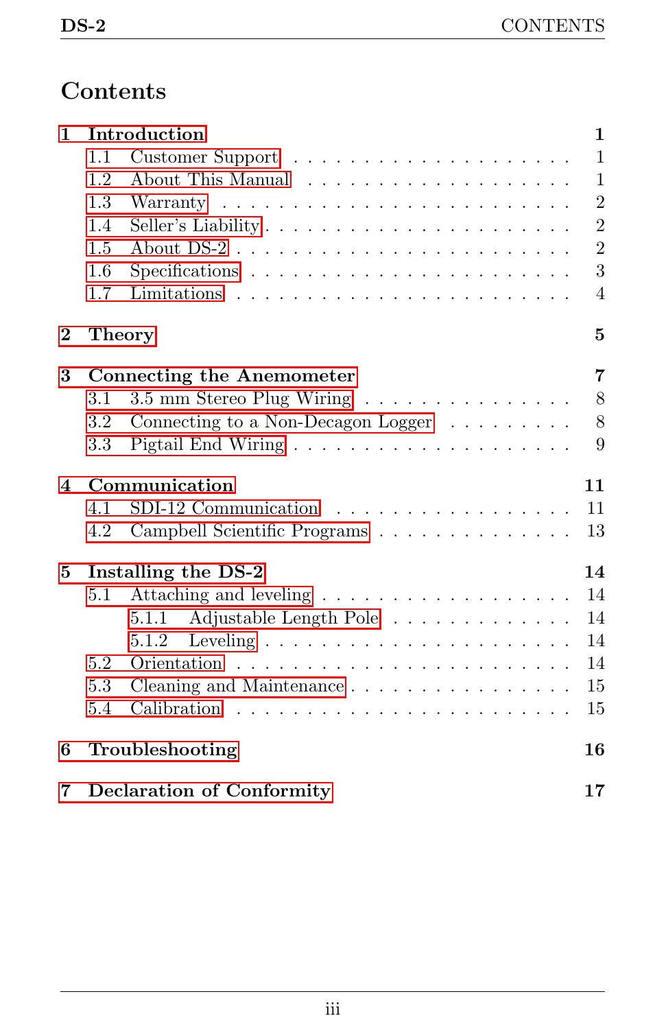# Contents

**1 Introduction** — **1**
- 1.1 Customer Support — 1
- 1.2 About This Manual — 1
- 1.3 Warranty — 2
- 1.4 Seller's Liability — 2
- 1.5 About DS-2 — 2
- 1.6 Specifications — 3
- 1.7 Limitations — 4

**2 Theory** — **5**

**3 Connecting the Anemometer** — **7**
- 3.1 3.5 mm Stereo Plug Wiring — 8
- 3.2 Connecting to a Non-Decagon Logger — 8
- 3.3 Pigtail End Wiring — 9

**4 Communication** — **11**
- 4.1 SDI-12 Communication — 11
- 4.2 Campbell Scientific Programs — 13

**5 Installing the DS-2** — **14**
- 5.1 Attaching and leveling — 14
  - 5.1.1 Adjustable Length Pole — 14
  - 5.1.2 Leveling — 14
- 5.2 Orientation — 14
- 5.3 Cleaning and Maintenance — 15
- 5.4 Calibration — 15

**6 Troubleshooting** — **16**

**7 Declaration of Conformity** — **17**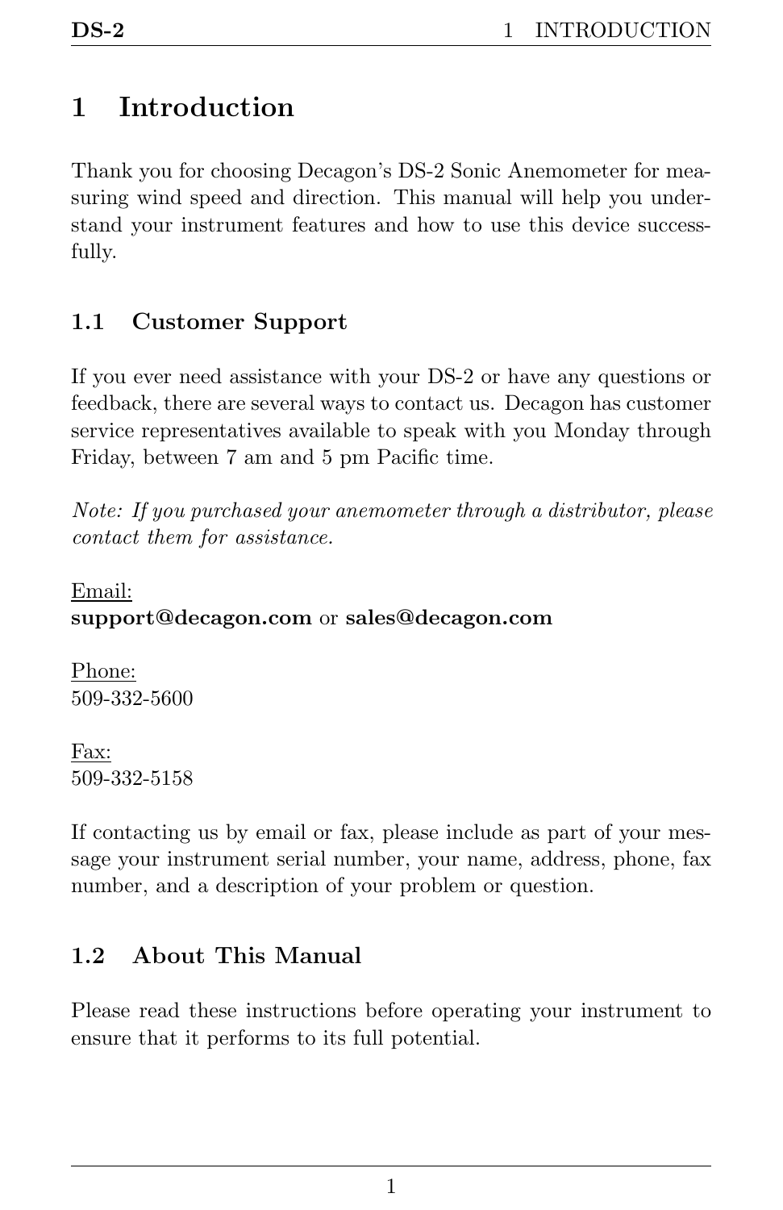# 1 Introduction

Thank you for choosing Decagon's DS-2 Sonic Anemometer for measuring wind speed and direction. This manual will help you understand your instrument features and how to use this device successfully.

## 1.1 Customer Support

If you ever need assistance with your DS-2 or have any questions or feedback, there are several ways to contact us. Decagon has customer service representatives available to speak with you Monday through Friday, between 7 am and 5 pm Pacific time.

*Note: If you purchased your anemometer through a distributor, please contact them for assistance.*

Email:
**support@decagon.com** or **sales@decagon.com**

Phone:
509-332-5600

Fax:
509-332-5158

If contacting us by email or fax, please include as part of your message your instrument serial number, your name, address, phone, fax number, and a description of your problem or question.

## 1.2 About This Manual

Please read these instructions before operating your instrument to ensure that it performs to its full potential.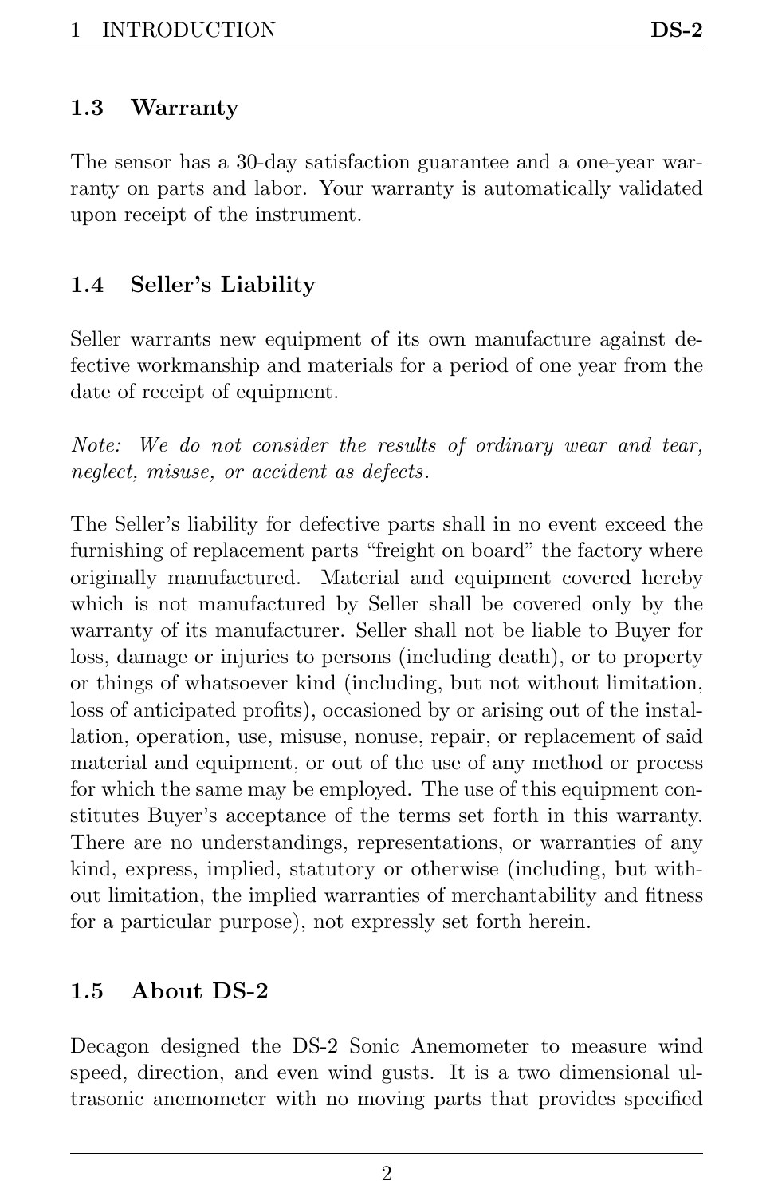## 1.3 Warranty

The sensor has a 30-day satisfaction guarantee and a one-year warranty on parts and labor. Your warranty is automatically validated upon receipt of the instrument.

## 1.4 Seller's Liability

Seller warrants new equipment of its own manufacture against defective workmanship and materials for a period of one year from the date of receipt of equipment.

*Note: We do not consider the results of ordinary wear and tear, neglect, misuse, or accident as defects.*

The Seller's liability for defective parts shall in no event exceed the furnishing of replacement parts "freight on board" the factory where originally manufactured. Material and equipment covered hereby which is not manufactured by Seller shall be covered only by the warranty of its manufacturer. Seller shall not be liable to Buyer for loss, damage or injuries to persons (including death), or to property or things of whatsoever kind (including, but not without limitation, loss of anticipated profits), occasioned by or arising out of the installation, operation, use, misuse, nonuse, repair, or replacement of said material and equipment, or out of the use of any method or process for which the same may be employed. The use of this equipment constitutes Buyer's acceptance of the terms set forth in this warranty. There are no understandings, representations, or warranties of any kind, express, implied, statutory or otherwise (including, but without limitation, the implied warranties of merchantability and fitness for a particular purpose), not expressly set forth herein.

## 1.5 About DS-2

Decagon designed the DS-2 Sonic Anemometer to measure wind speed, direction, and even wind gusts. It is a two dimensional ultrasonic anemometer with no moving parts that provides specified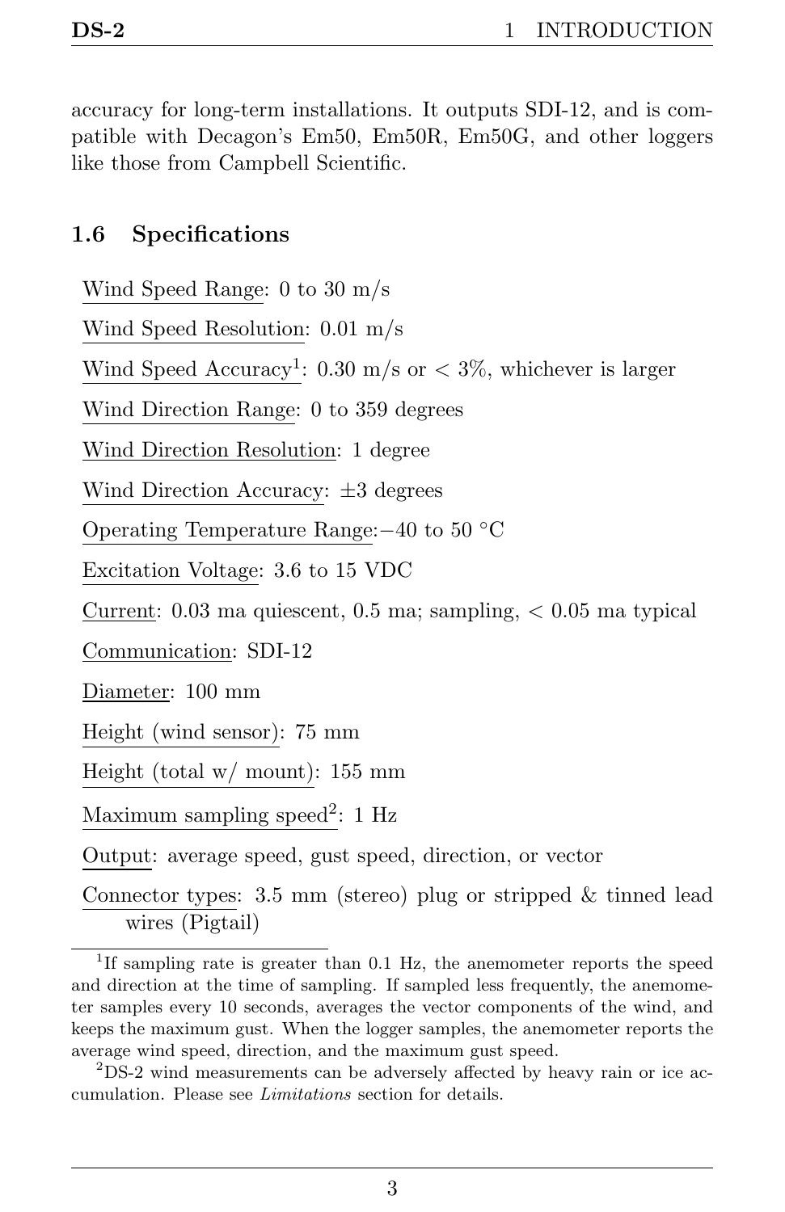accuracy for long-term installations. It outputs SDI-12, and is compatible with Decagon's Em50, Em50R, Em50G, and other loggers like those from Campbell Scientific.

## 1.6 Specifications

Wind Speed Range: 0 to 30 m/s

Wind Speed Resolution: 0.01 m/s

Wind Speed Accuracy[1]: 0.30 m/s or < 3%, whichever is larger

Wind Direction Range: 0 to 359 degrees

Wind Direction Resolution: 1 degree

Wind Direction Accuracy: ±3 degrees

Operating Temperature Range: −40 to 50 °C

Excitation Voltage: 3.6 to 15 VDC

Current: 0.03 ma quiescent, 0.5 ma; sampling, < 0.05 ma typical

Communication: SDI-12

Diameter: 100 mm

Height (wind sensor): 75 mm

Height (total w/ mount): 155 mm

Maximum sampling speed[2]: 1 Hz

Output: average speed, gust speed, direction, or vector

Connector types: 3.5 mm (stereo) plug or stripped & tinned lead wires (Pigtail)

---

[1] If sampling rate is greater than 0.1 Hz, the anemometer reports the speed and direction at the time of sampling. If sampled less frequently, the anemometer samples every 10 seconds, averages the vector components of the wind, and keeps the maximum gust. When the logger samples, the anemometer reports the average wind speed, direction, and the maximum gust speed.

[2] DS-2 wind measurements can be adversely affected by heavy rain or ice accumulation. Please see *Limitations* section for details.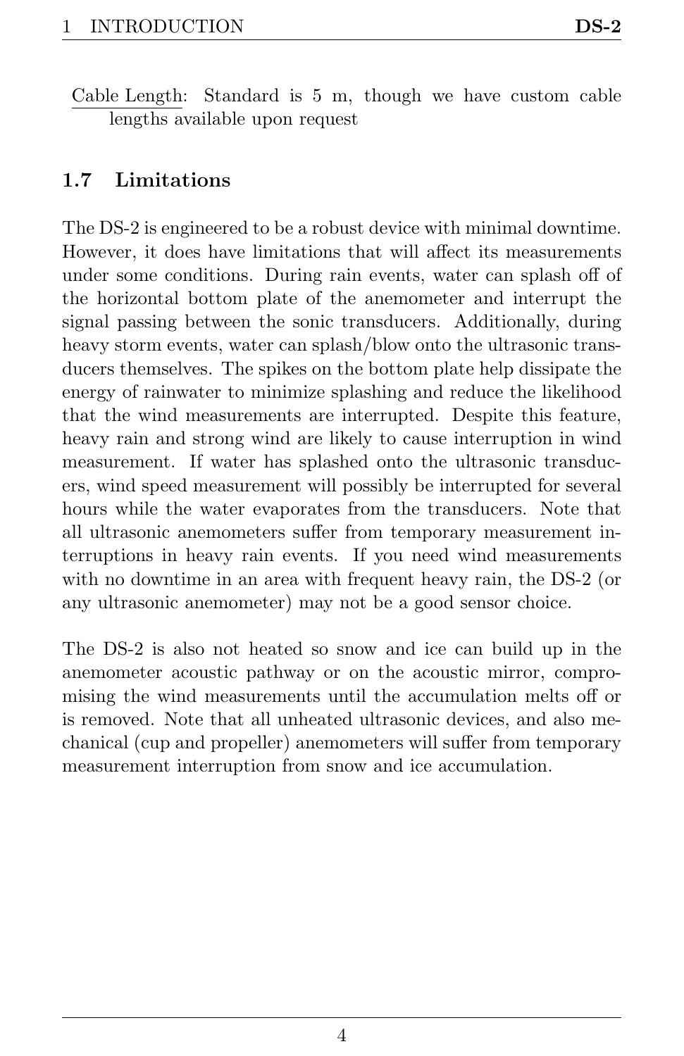Cable Length: Standard is 5 m, though we have custom cable lengths available upon request

## 1.7 Limitations

The DS-2 is engineered to be a robust device with minimal downtime. However, it does have limitations that will affect its measurements under some conditions. During rain events, water can splash off of the horizontal bottom plate of the anemometer and interrupt the signal passing between the sonic transducers. Additionally, during heavy storm events, water can splash/blow onto the ultrasonic transducers themselves. The spikes on the bottom plate help dissipate the energy of rainwater to minimize splashing and reduce the likelihood that the wind measurements are interrupted. Despite this feature, heavy rain and strong wind are likely to cause interruption in wind measurement. If water has splashed onto the ultrasonic transducers, wind speed measurement will possibly be interrupted for several hours while the water evaporates from the transducers. Note that all ultrasonic anemometers suffer from temporary measurement interruptions in heavy rain events. If you need wind measurements with no downtime in an area with frequent heavy rain, the DS-2 (or any ultrasonic anemometer) may not be a good sensor choice.

The DS-2 is also not heated so snow and ice can build up in the anemometer acoustic pathway or on the acoustic mirror, compromising the wind measurements until the accumulation melts off or is removed. Note that all unheated ultrasonic devices, and also mechanical (cup and propeller) anemometers will suffer from temporary measurement interruption from snow and ice accumulation.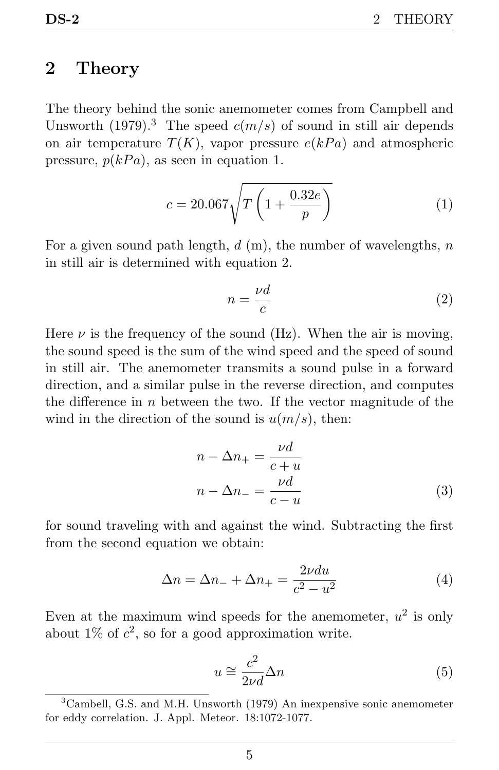# 2 Theory

The theory behind the sonic anemometer comes from Campbell and Unsworth (1979).[3] The speed $c(m/s)$ of sound in still air depends on air temperature $T(K)$, vapor pressure $e(kPa)$ and atmospheric pressure, $p(kPa)$, as seen in equation 1.

$$c = 20.067\sqrt{T\left(1+\frac{0.32e}{p}\right)} \tag{1}$$

For a given sound path length, $d$ (m), the number of wavelengths, $n$ in still air is determined with equation 2.

$$n = \frac{\nu d}{c} \tag{2}$$

Here $\nu$ is the frequency of the sound (Hz). When the air is moving, the sound speed is the sum of the wind speed and the speed of sound in still air. The anemometer transmits a sound pulse in a forward direction, and a similar pulse in the reverse direction, and computes the difference in $n$ between the two. If the vector magnitude of the wind in the direction of the sound is $u(m/s)$, then:

$$\begin{aligned} n - \Delta n_+ &= \frac{\nu d}{c+u} \\ n - \Delta n_- &= \frac{\nu d}{c-u} \end{aligned} \tag{3}$$

for sound traveling with and against the wind. Subtracting the first from the second equation we obtain:

$$\Delta n = \Delta n_- + \Delta n_+ = \frac{2\nu d u}{c^2 - u^2} \tag{4}$$

Even at the maximum wind speeds for the anemometer, $u^2$ is only about 1% of $c^2$, so for a good approximation write.

$$u \cong \frac{c^2}{2\nu d}\Delta n \tag{5}$$

[3] Cambell, G.S. and M.H. Unsworth (1979) An inexpensive sonic anemometer for eddy correlation. J. Appl. Meteor. 18:1072-1077.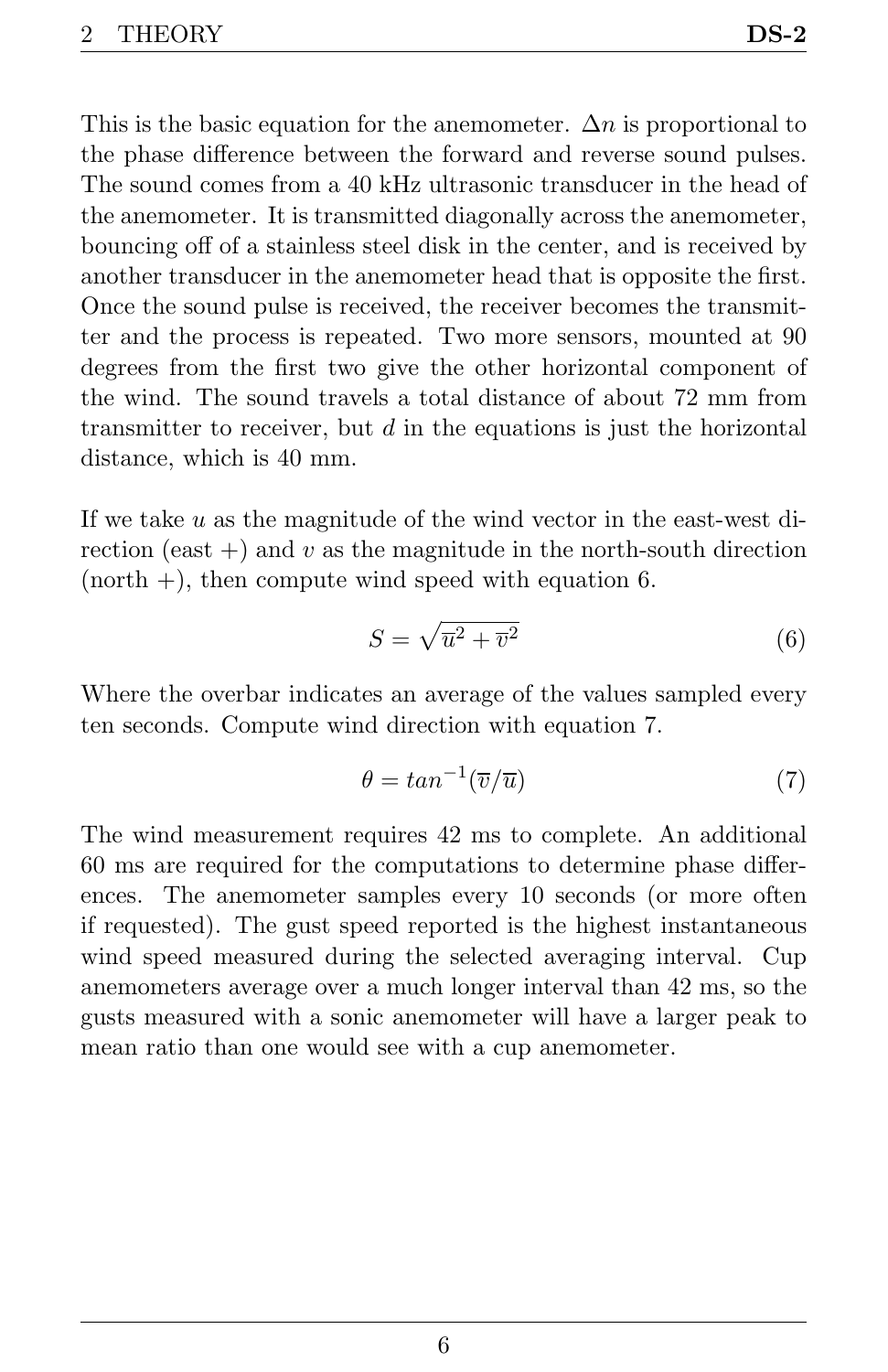This is the basic equation for the anemometer. $\Delta n$ is proportional to the phase difference between the forward and reverse sound pulses. The sound comes from a 40 kHz ultrasonic transducer in the head of the anemometer. It is transmitted diagonally across the anemometer, bouncing off of a stainless steel disk in the center, and is received by another transducer in the anemometer head that is opposite the first. Once the sound pulse is received, the receiver becomes the transmitter and the process is repeated. Two more sensors, mounted at 90 degrees from the first two give the other horizontal component of the wind. The sound travels a total distance of about 72 mm from transmitter to receiver, but $d$ in the equations is just the horizontal distance, which is 40 mm.

If we take $u$ as the magnitude of the wind vector in the east-west direction (east +) and $v$ as the magnitude in the north-south direction (north +), then compute wind speed with equation 6.

$$S = \sqrt{\overline{u}^2 + \overline{v}^2} \tag{6}$$

Where the overbar indicates an average of the values sampled every ten seconds. Compute wind direction with equation 7.

$$\theta = tan^{-1}(\overline{v}/\overline{u}) \tag{7}$$

The wind measurement requires 42 ms to complete. An additional 60 ms are required for the computations to determine phase differences. The anemometer samples every 10 seconds (or more often if requested). The gust speed reported is the highest instantaneous wind speed measured during the selected averaging interval. Cup anemometers average over a much longer interval than 42 ms, so the gusts measured with a sonic anemometer will have a larger peak to mean ratio than one would see with a cup anemometer.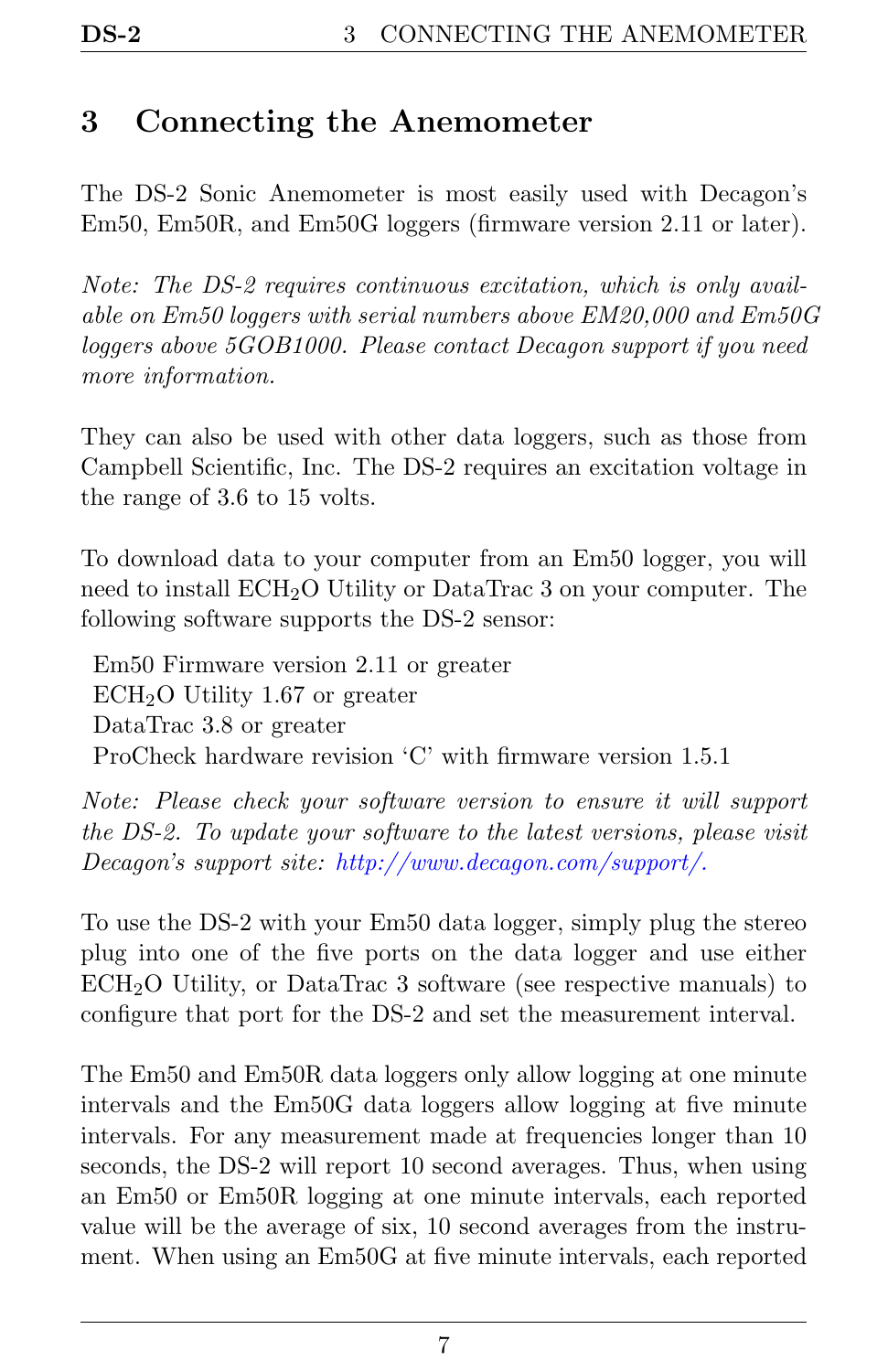# 3 Connecting the Anemometer

The DS-2 Sonic Anemometer is most easily used with Decagon's Em50, Em50R, and Em50G loggers (firmware version 2.11 or later).

*Note: The DS-2 requires continuous excitation, which is only available on Em50 loggers with serial numbers above EM20,000 and Em50G loggers above 5GOB1000. Please contact Decagon support if you need more information.*

They can also be used with other data loggers, such as those from Campbell Scientific, Inc. The DS-2 requires an excitation voltage in the range of 3.6 to 15 volts.

To download data to your computer from an Em50 logger, you will need to install $ECH_2O$ Utility or DataTrac 3 on your computer. The following software supports the DS-2 sensor:

Em50 Firmware version 2.11 or greater
$ECH_2O$ Utility 1.67 or greater
DataTrac 3.8 or greater
ProCheck hardware revision 'C' with firmware version 1.5.1

*Note: Please check your software version to ensure it will support the DS-2. To update your software to the latest versions, please visit Decagon's support site: http://www.decagon.com/support/.*

To use the DS-2 with your Em50 data logger, simply plug the stereo plug into one of the five ports on the data logger and use either $ECH_2O$ Utility, or DataTrac 3 software (see respective manuals) to configure that port for the DS-2 and set the measurement interval.

The Em50 and Em50R data loggers only allow logging at one minute intervals and the Em50G data loggers allow logging at five minute intervals. For any measurement made at frequencies longer than 10 seconds, the DS-2 will report 10 second averages. Thus, when using an Em50 or Em50R logging at one minute intervals, each reported value will be the average of six, 10 second averages from the instrument. When using an Em50G at five minute intervals, each reported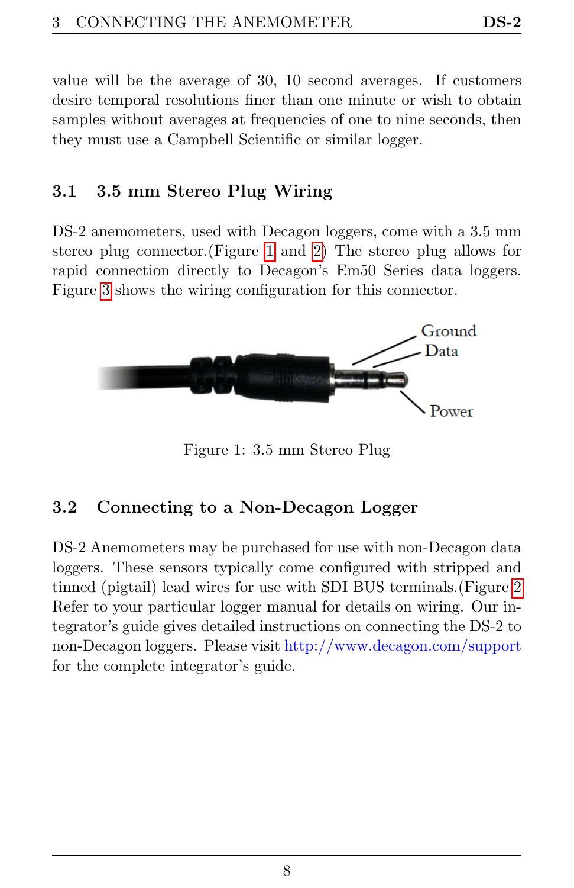value will be the average of 30, 10 second averages. If customers desire temporal resolutions finer than one minute or wish to obtain samples without averages at frequencies of one to nine seconds, then they must use a Campbell Scientific or similar logger.

## 3.1 3.5 mm Stereo Plug Wiring

DS-2 anemometers, used with Decagon loggers, come with a 3.5 mm stereo plug connector.(Figure 1 and 2) The stereo plug allows for rapid connection directly to Decagon's Em50 Series data loggers. Figure 3 shows the wiring configuration for this connector.

Ground

Data

Power

Figure 1: 3.5 mm Stereo Plug

## 3.2 Connecting to a Non-Decagon Logger

DS-2 Anemometers may be purchased for use with non-Decagon data loggers. These sensors typically come configured with stripped and tinned (pigtail) lead wires for use with SDI BUS terminals.(Figure 2 Refer to your particular logger manual for details on wiring. Our integrator's guide gives detailed instructions on connecting the DS-2 to non-Decagon loggers. Please visit http://www.decagon.com/support for the complete integrator's guide.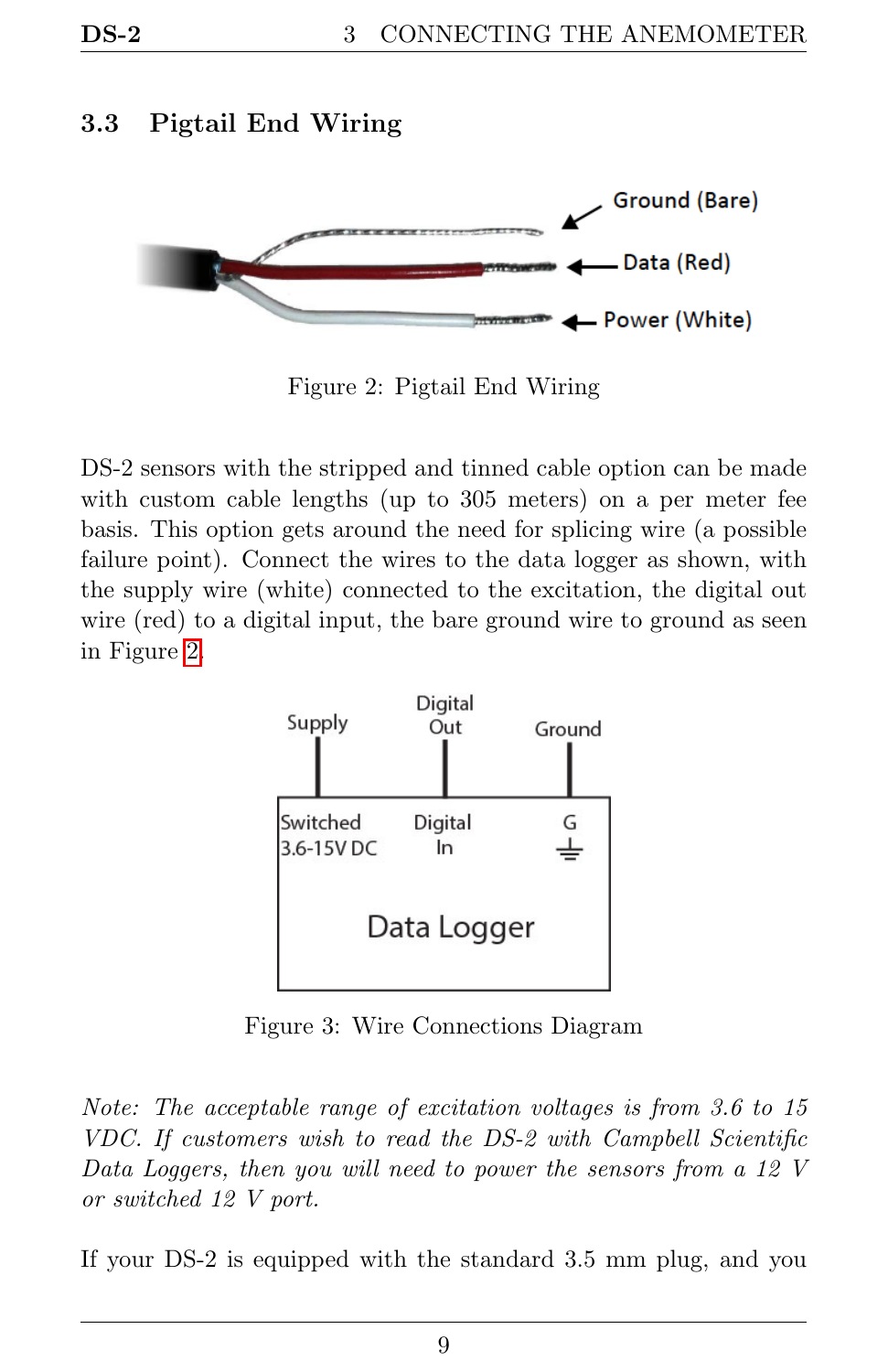## 3.3 Pigtail End Wiring

Ground (Bare)

Data (Red)

Power (White)

Figure 2: Pigtail End Wiring

DS-2 sensors with the stripped and tinned cable option can be made with custom cable lengths (up to 305 meters) on a per meter fee basis. This option gets around the need for splicing wire (a possible failure point). Connect the wires to the data logger as shown, with the supply wire (white) connected to the excitation, the digital out wire (red) to a digital input, the bare ground wire to ground as seen in Figure 2.

Supply — Switched 3.6-15V DC

Digital Out — Digital In

Ground — G

Data Logger

Figure 3: Wire Connections Diagram

*Note: The acceptable range of excitation voltages is from 3.6 to 15 VDC. If customers wish to read the DS-2 with Campbell Scientific Data Loggers, then you will need to power the sensors from a 12 V or switched 12 V port.*

If your DS-2 is equipped with the standard 3.5 mm plug, and you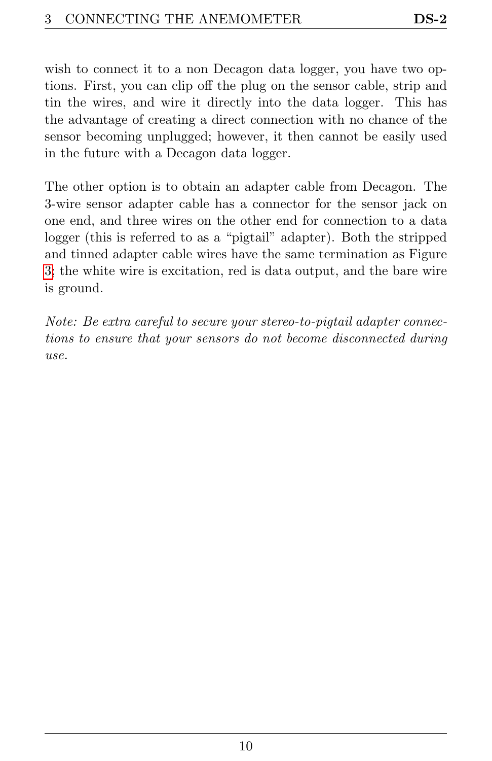wish to connect it to a non Decagon data logger, you have two options. First, you can clip off the plug on the sensor cable, strip and tin the wires, and wire it directly into the data logger. This has the advantage of creating a direct connection with no chance of the sensor becoming unplugged; however, it then cannot be easily used in the future with a Decagon data logger.

The other option is to obtain an adapter cable from Decagon. The 3-wire sensor adapter cable has a connector for the sensor jack on one end, and three wires on the other end for connection to a data logger (this is referred to as a "pigtail" adapter). Both the stripped and tinned adapter cable wires have the same termination as Figure 3; the white wire is excitation, red is data output, and the bare wire is ground.

*Note: Be extra careful to secure your stereo-to-pigtail adapter connections to ensure that your sensors do not become disconnected during use.*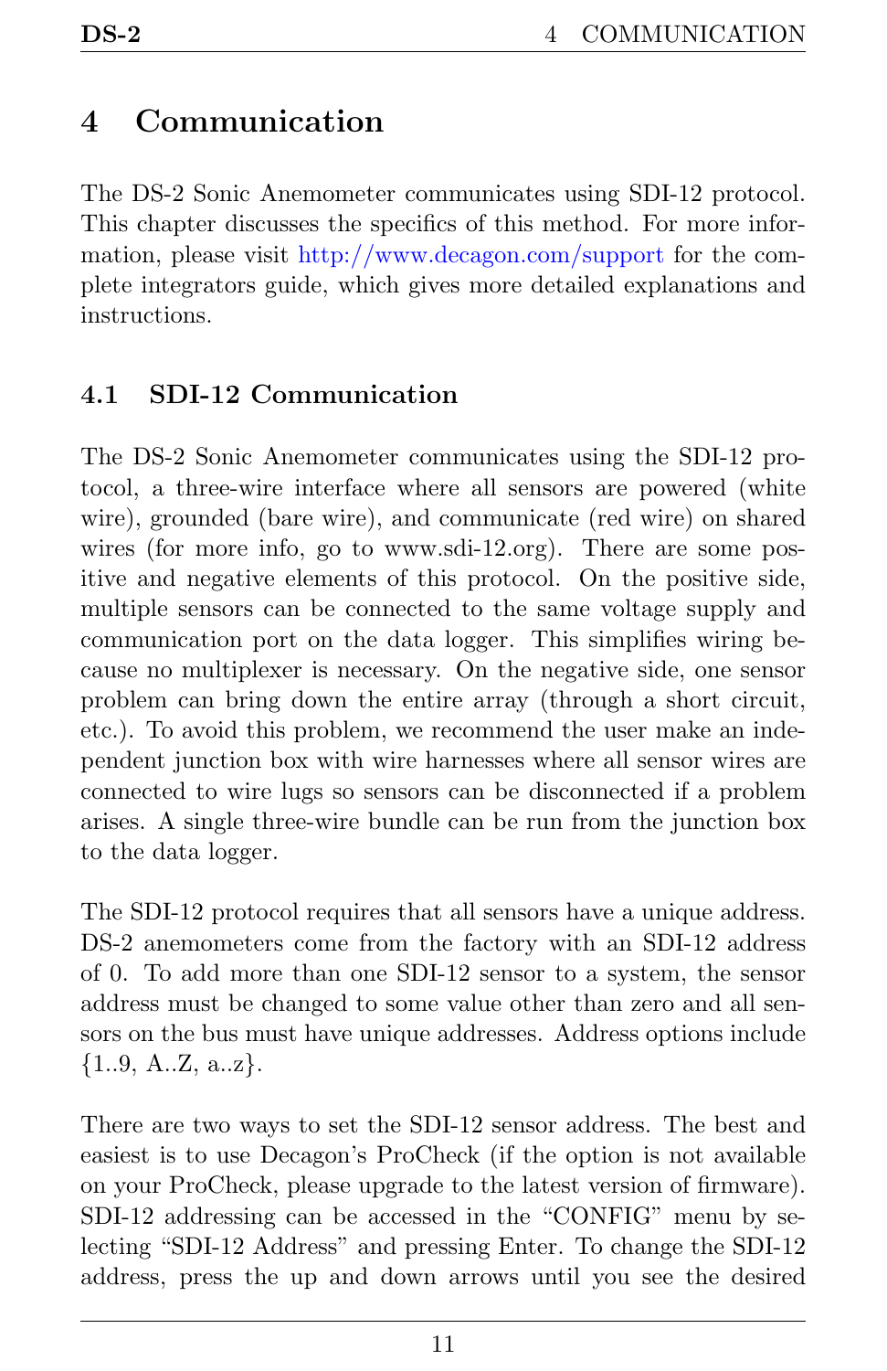# 4 Communication

The DS-2 Sonic Anemometer communicates using SDI-12 protocol. This chapter discusses the specifics of this method. For more information, please visit http://www.decagon.com/support for the complete integrators guide, which gives more detailed explanations and instructions.

## 4.1 SDI-12 Communication

The DS-2 Sonic Anemometer communicates using the SDI-12 protocol, a three-wire interface where all sensors are powered (white wire), grounded (bare wire), and communicate (red wire) on shared wires (for more info, go to www.sdi-12.org). There are some positive and negative elements of this protocol. On the positive side, multiple sensors can be connected to the same voltage supply and communication port on the data logger. This simplifies wiring because no multiplexer is necessary. On the negative side, one sensor problem can bring down the entire array (through a short circuit, etc.). To avoid this problem, we recommend the user make an independent junction box with wire harnesses where all sensor wires are connected to wire lugs so sensors can be disconnected if a problem arises. A single three-wire bundle can be run from the junction box to the data logger.

The SDI-12 protocol requires that all sensors have a unique address. DS-2 anemometers come from the factory with an SDI-12 address of 0. To add more than one SDI-12 sensor to a system, the sensor address must be changed to some value other than zero and all sensors on the bus must have unique addresses. Address options include {1..9, A..Z, a..z}.

There are two ways to set the SDI-12 sensor address. The best and easiest is to use Decagon's ProCheck (if the option is not available on your ProCheck, please upgrade to the latest version of firmware). SDI-12 addressing can be accessed in the "CONFIG" menu by selecting "SDI-12 Address" and pressing Enter. To change the SDI-12 address, press the up and down arrows until you see the desired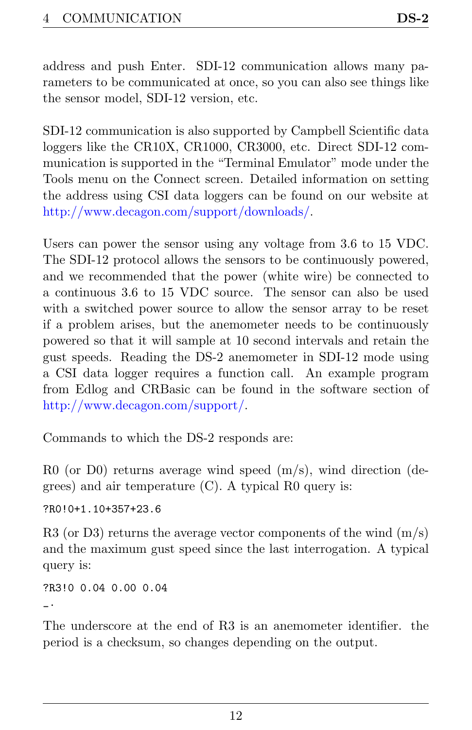address and push Enter. SDI-12 communication allows many parameters to be communicated at once, so you can also see things like the sensor model, SDI-12 version, etc.

SDI-12 communication is also supported by Campbell Scientific data loggers like the CR10X, CR1000, CR3000, etc. Direct SDI-12 communication is supported in the "Terminal Emulator" mode under the Tools menu on the Connect screen. Detailed information on setting the address using CSI data loggers can be found on our website at http://www.decagon.com/support/downloads/.

Users can power the sensor using any voltage from 3.6 to 15 VDC. The SDI-12 protocol allows the sensors to be continuously powered, and we recommended that the power (white wire) be connected to a continuous 3.6 to 15 VDC source. The sensor can also be used with a switched power source to allow the sensor array to be reset if a problem arises, but the anemometer needs to be continuously powered so that it will sample at 10 second intervals and retain the gust speeds. Reading the DS-2 anemometer in SDI-12 mode using a CSI data logger requires a function call. An example program from Edlog and CRBasic can be found in the software section of http://www.decagon.com/support/.

Commands to which the DS-2 responds are:

R0 (or D0) returns average wind speed (m/s), wind direction (degrees) and air temperature (C). A typical R0 query is:

```
?R0!0+1.10+357+23.6
```

R3 (or D3) returns the average vector components of the wind (m/s) and the maximum gust speed since the last interrogation. A typical query is:

```
?R3!0 0.04 0.00 0.04
_.
```

The underscore at the end of R3 is an anemometer identifier. the period is a checksum, so changes depending on the output.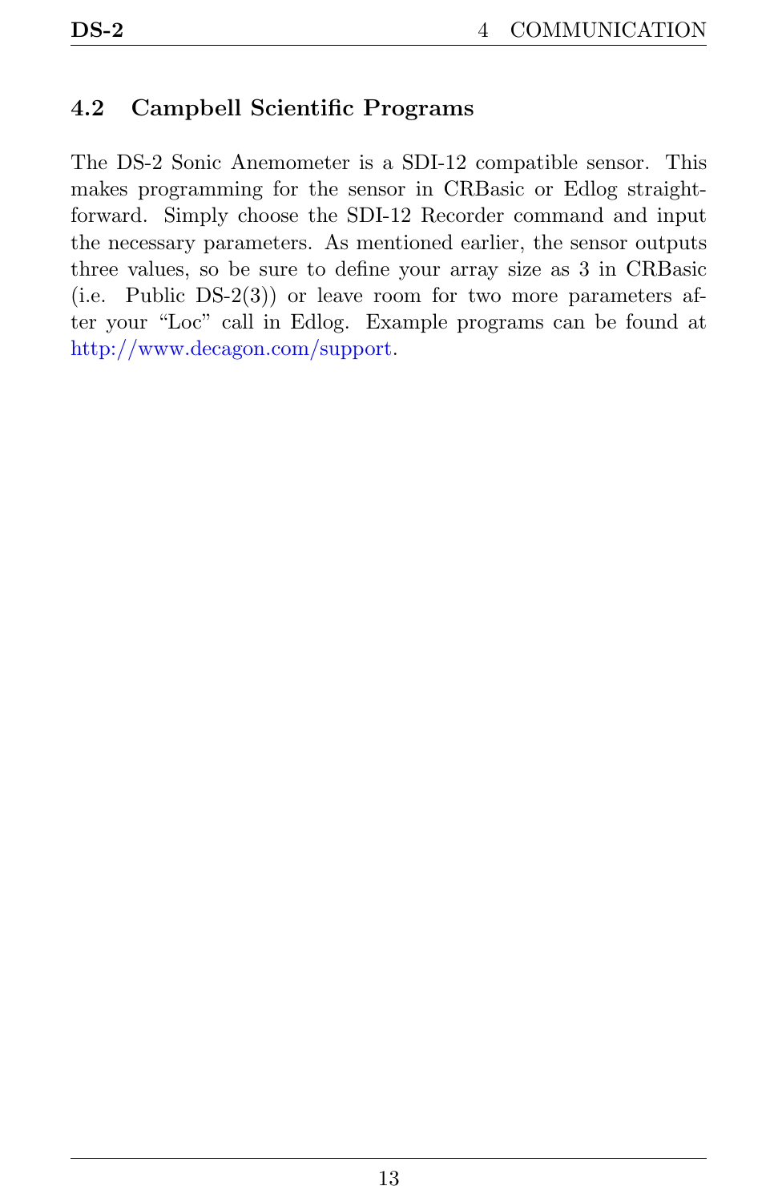## 4.2 Campbell Scientific Programs

The DS-2 Sonic Anemometer is a SDI-12 compatible sensor. This makes programming for the sensor in CRBasic or Edlog straightforward. Simply choose the SDI-12 Recorder command and input the necessary parameters. As mentioned earlier, the sensor outputs three values, so be sure to define your array size as 3 in CRBasic (i.e. Public DS-2(3)) or leave room for two more parameters after your "Loc" call in Edlog. Example programs can be found at http://www.decagon.com/support.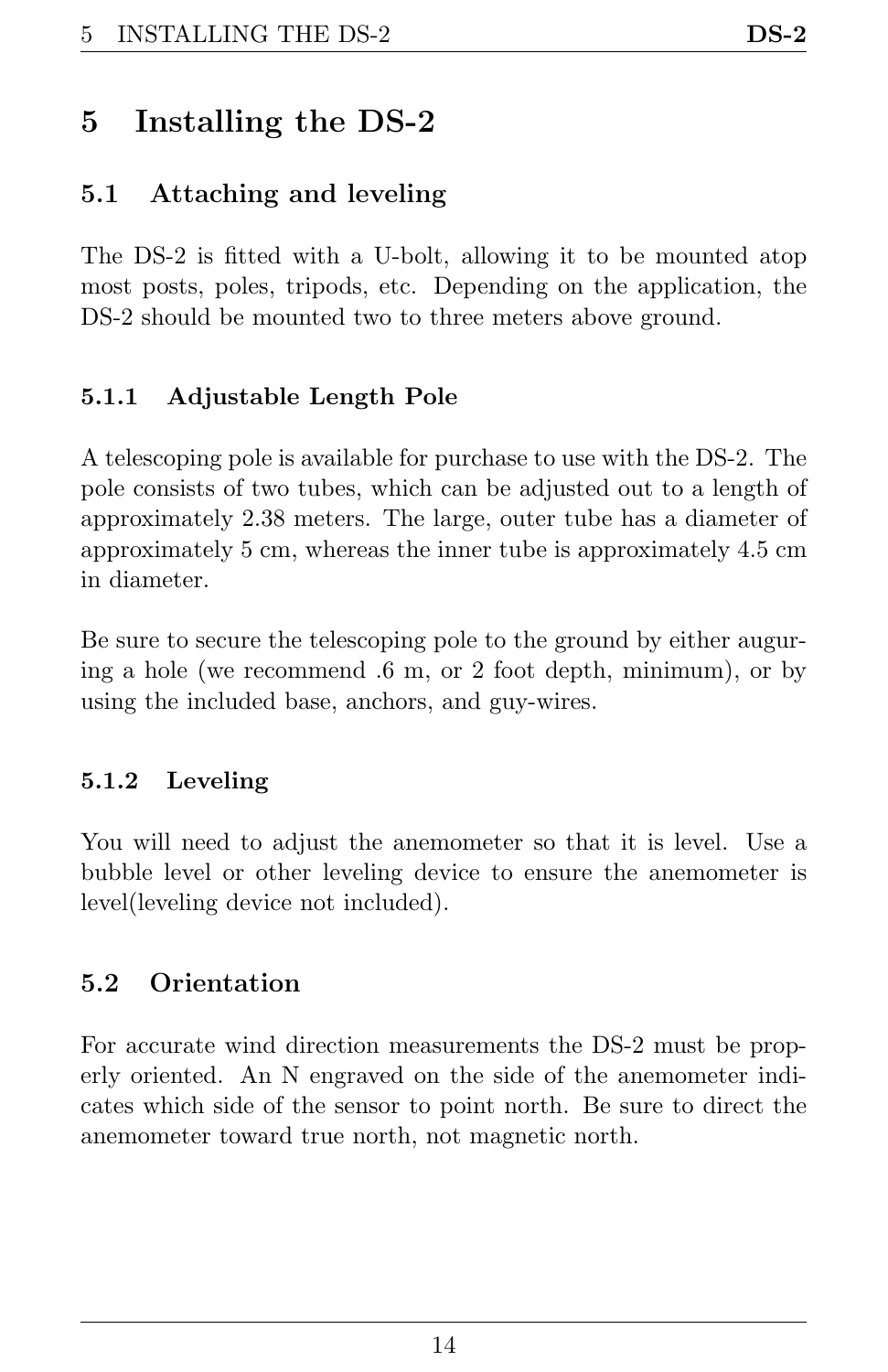# 5 Installing the DS-2

## 5.1 Attaching and leveling

The DS-2 is fitted with a U-bolt, allowing it to be mounted atop most posts, poles, tripods, etc. Depending on the application, the DS-2 should be mounted two to three meters above ground.

### 5.1.1 Adjustable Length Pole

A telescoping pole is available for purchase to use with the DS-2. The pole consists of two tubes, which can be adjusted out to a length of approximately 2.38 meters. The large, outer tube has a diameter of approximately 5 cm, whereas the inner tube is approximately 4.5 cm in diameter.

Be sure to secure the telescoping pole to the ground by either auguring a hole (we recommend .6 m, or 2 foot depth, minimum), or by using the included base, anchors, and guy-wires.

### 5.1.2 Leveling

You will need to adjust the anemometer so that it is level. Use a bubble level or other leveling device to ensure the anemometer is level(leveling device not included).

## 5.2 Orientation

For accurate wind direction measurements the DS-2 must be properly oriented. An N engraved on the side of the anemometer indicates which side of the sensor to point north. Be sure to direct the anemometer toward true north, not magnetic north.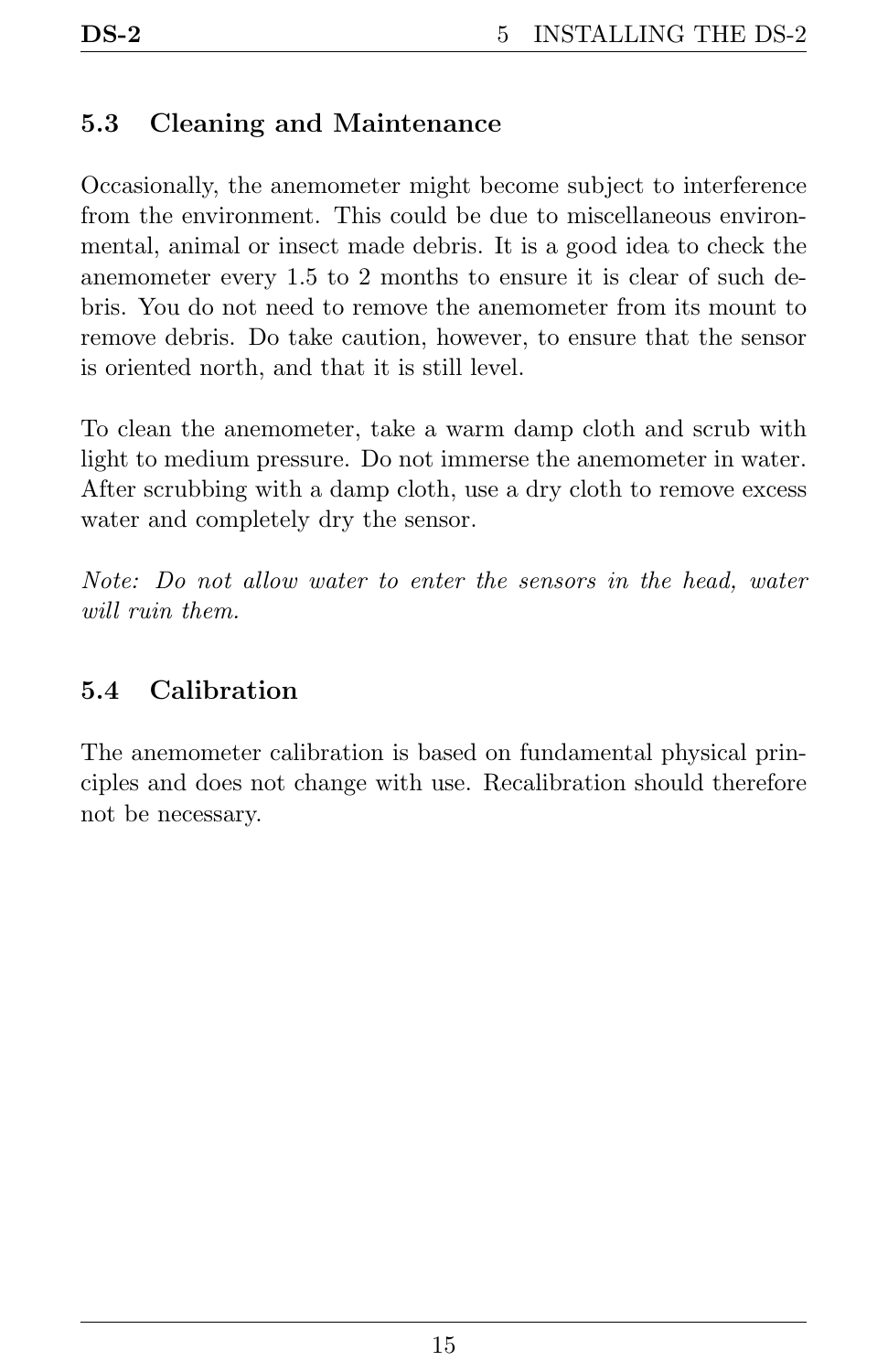## 5.3 Cleaning and Maintenance

Occasionally, the anemometer might become subject to interference from the environment. This could be due to miscellaneous environmental, animal or insect made debris. It is a good idea to check the anemometer every 1.5 to 2 months to ensure it is clear of such debris. You do not need to remove the anemometer from its mount to remove debris. Do take caution, however, to ensure that the sensor is oriented north, and that it is still level.

To clean the anemometer, take a warm damp cloth and scrub with light to medium pressure. Do not immerse the anemometer in water. After scrubbing with a damp cloth, use a dry cloth to remove excess water and completely dry the sensor.

*Note: Do not allow water to enter the sensors in the head, water will ruin them.*

## 5.4 Calibration

The anemometer calibration is based on fundamental physical principles and does not change with use. Recalibration should therefore not be necessary.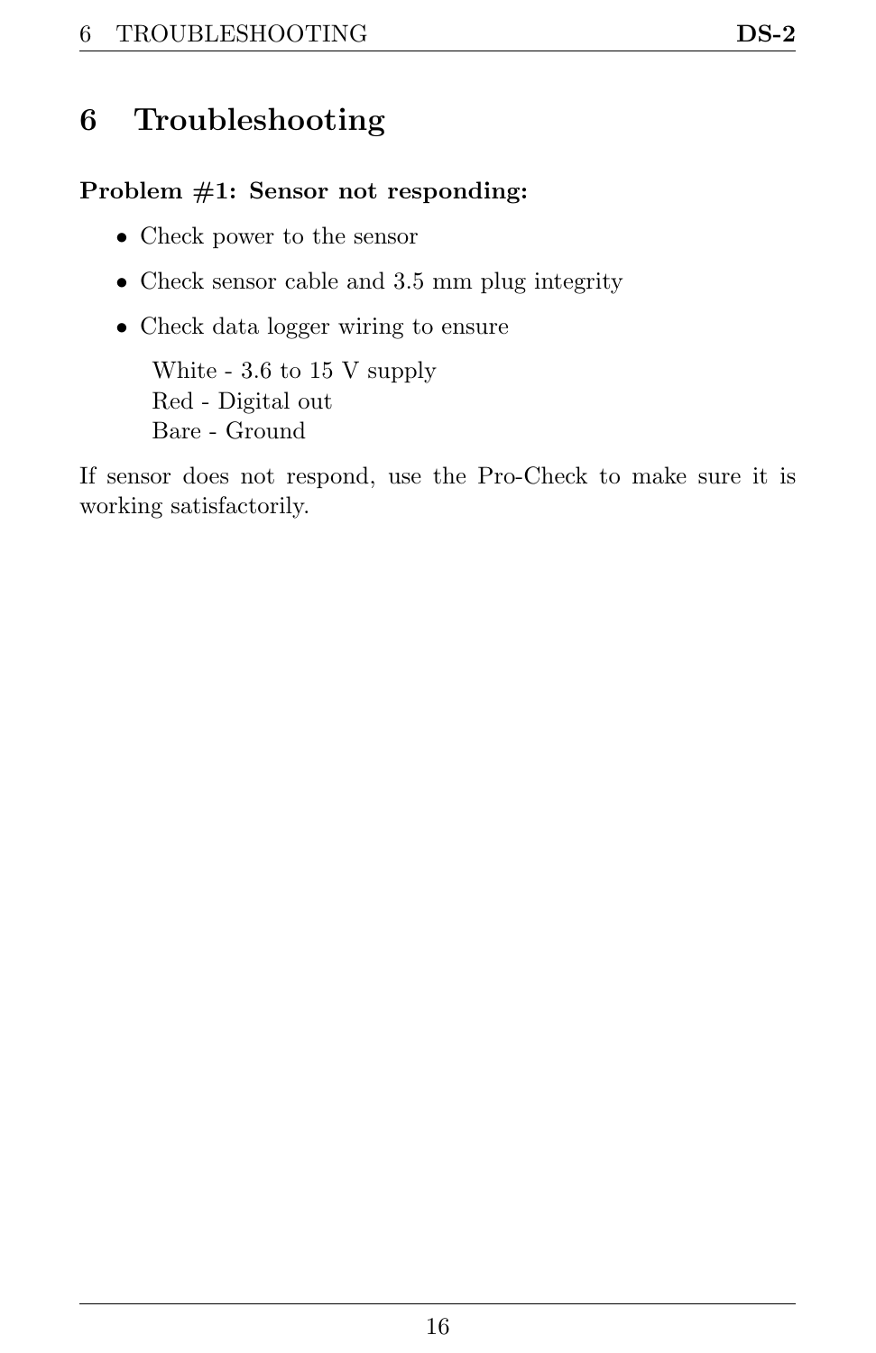# 6 Troubleshooting

**Problem #1: Sensor not responding:**

- Check power to the sensor
- Check sensor cable and 3.5 mm plug integrity
- Check data logger wiring to ensure

  White - 3.6 to 15 V supply
  Red - Digital out
  Bare - Ground

If sensor does not respond, use the Pro-Check to make sure it is working satisfactorily.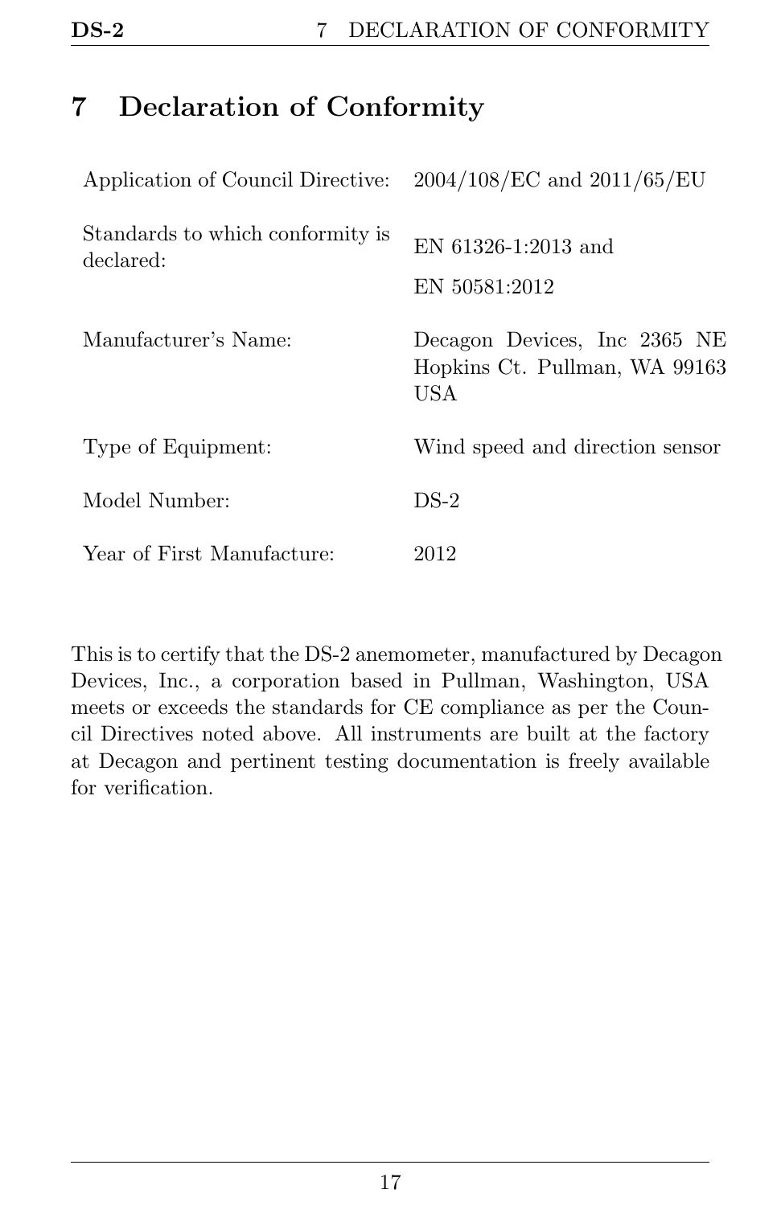# 7 Declaration of Conformity

| | |
|---|---|
| Application of Council Directive: | 2004/108/EC and 2011/65/EU |
| Standards to which conformity is declared: | EN 61326-1:2013 and<br>EN 50581:2012 |
| Manufacturer's Name: | Decagon Devices, Inc 2365 NE Hopkins Ct. Pullman, WA 99163 USA |
| Type of Equipment: | Wind speed and direction sensor |
| Model Number: | DS-2 |
| Year of First Manufacture: | 2012 |

This is to certify that the DS-2 anemometer, manufactured by Decagon Devices, Inc., a corporation based in Pullman, Washington, USA meets or exceeds the standards for CE compliance as per the Council Directives noted above. All instruments are built at the factory at Decagon and pertinent testing documentation is freely available for verification.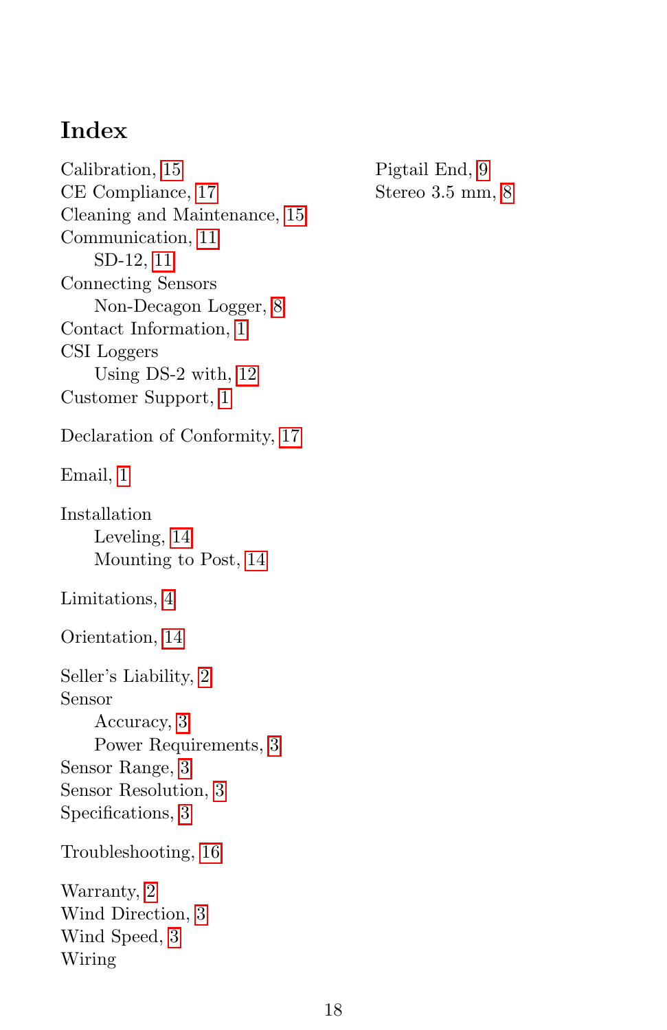# Index

Calibration, 15
CE Compliance, 17
Cleaning and Maintenance, 15
Communication, 11
- SD-12, 11

Connecting Sensors
- Non-Decagon Logger, 8

Contact Information, 1
CSI Loggers
- Using DS-2 with, 12

Customer Support, 1

Declaration of Conformity, 17

Email, 1

Installation
- Leveling, 14
- Mounting to Post, 14

Limitations, 4

Orientation, 14

Seller's Liability, 2
Sensor
- Accuracy, 3
- Power Requirements, 3

Sensor Range, 3
Sensor Resolution, 3
Specifications, 3

Troubleshooting, 16

Warranty, 2
Wind Direction, 3
Wind Speed, 3
Wiring
- Pigtail End, 9
- Stereo 3.5 mm, 8